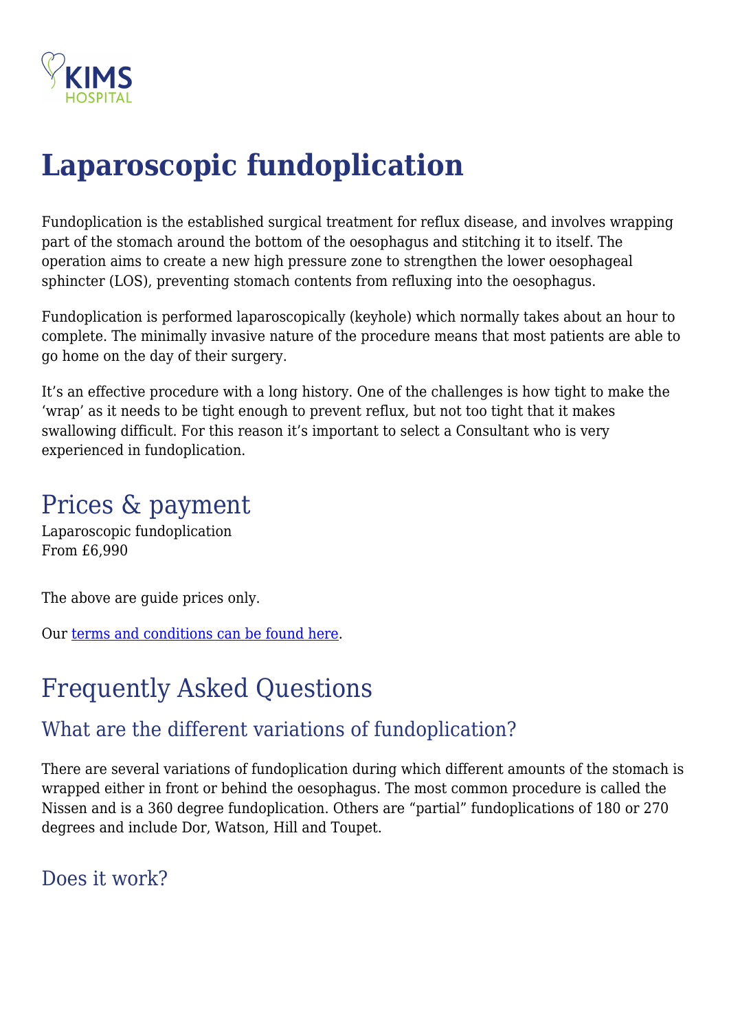KIMS HOSPITAL

# Laparoscopic fundoplication

Fundoplication is the established surgical treatment for reflux disease, and involves wrapping part of the stomach around the bottom of the oesophagus and stitching it to itself. The operation aims to create a new high pressure zone to strengthen the lower oesophageal sphincter (LOS), preventing stomach contents from refluxing into the oesophagus.

Fundoplication is performed laparoscopically (keyhole) which normally takes about an hour to complete. The minimally invasive nature of the procedure means that most patients are able to go home on the day of their surgery.

It's an effective procedure with a long history. One of the challenges is how tight to make the 'wrap' as it needs to be tight enough to prevent reflux, but not too tight that it makes swallowing difficult. For this reason it's important to select a Consultant who is very experienced in fundoplication.

## Prices & payment

Laparoscopic fundoplication
From £6,990

The above are guide prices only.

Our [terms and conditions can be found here](#).

## Frequently Asked Questions

### What are the different variations of fundoplication?

There are several variations of fundoplication during which different amounts of the stomach is wrapped either in front or behind the oesophagus. The most common procedure is called the Nissen and is a 360 degree fundoplication. Others are "partial" fundoplications of 180 or 270 degrees and include Dor, Watson, Hill and Toupet.

### Does it work?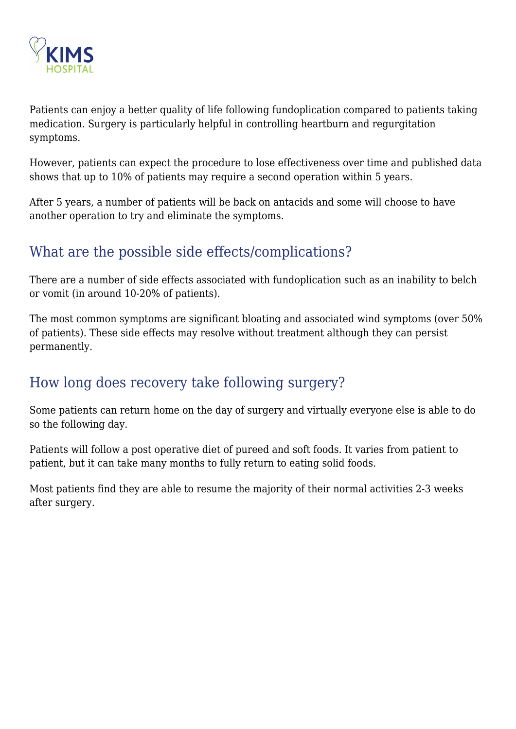Patients can enjoy a better quality of life following fundoplication compared to patients taking medication. Surgery is particularly helpful in controlling heartburn and regurgitation symptoms.

However, patients can expect the procedure to lose effectiveness over time and published data shows that up to 10% of patients may require a second operation within 5 years.

After 5 years, a number of patients will be back on antacids and some will choose to have another operation to try and eliminate the symptoms.

## What are the possible side effects/complications?

There are a number of side effects associated with fundoplication such as an inability to belch or vomit (in around 10-20% of patients).

The most common symptoms are significant bloating and associated wind symptoms (over 50% of patients). These side effects may resolve without treatment although they can persist permanently.

## How long does recovery take following surgery?

Some patients can return home on the day of surgery and virtually everyone else is able to do so the following day.

Patients will follow a post operative diet of pureed and soft foods. It varies from patient to patient, but it can take many months to fully return to eating solid foods.

Most patients find they are able to resume the majority of their normal activities 2-3 weeks after surgery.